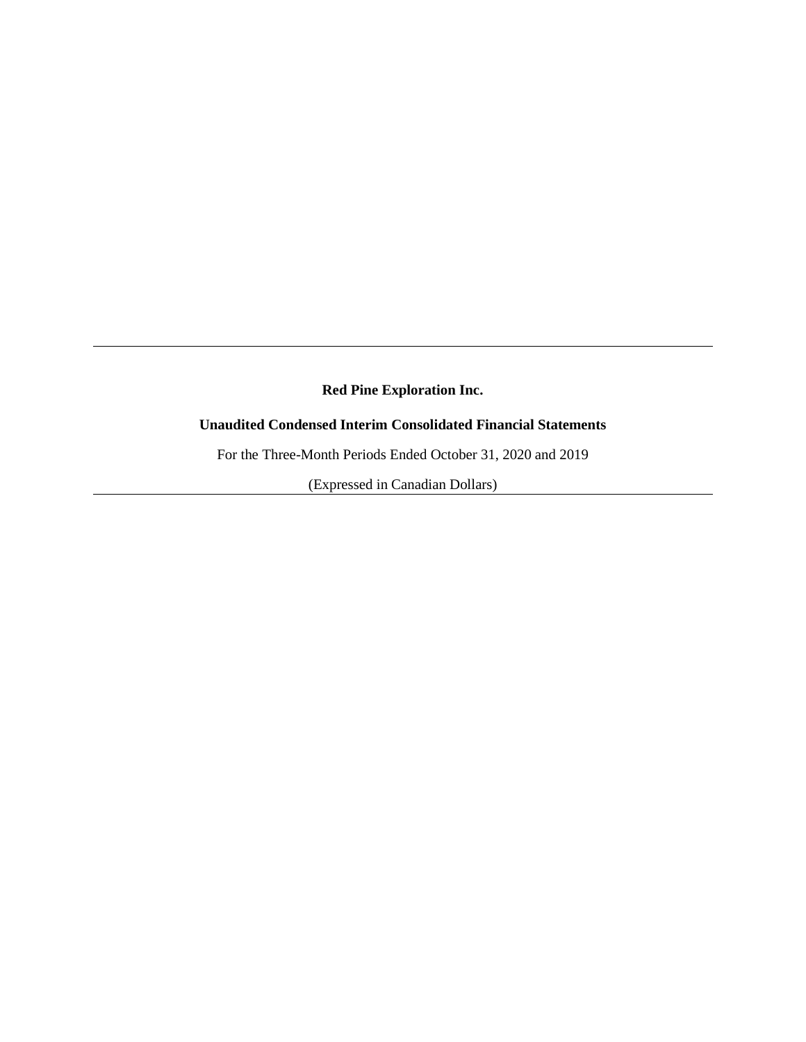**Red Pine Exploration Inc.**

**Unaudited Condensed Interim Consolidated Financial Statements**

For the Three-Month Periods Ended October 31, 2020 and 2019

(Expressed in Canadian Dollars)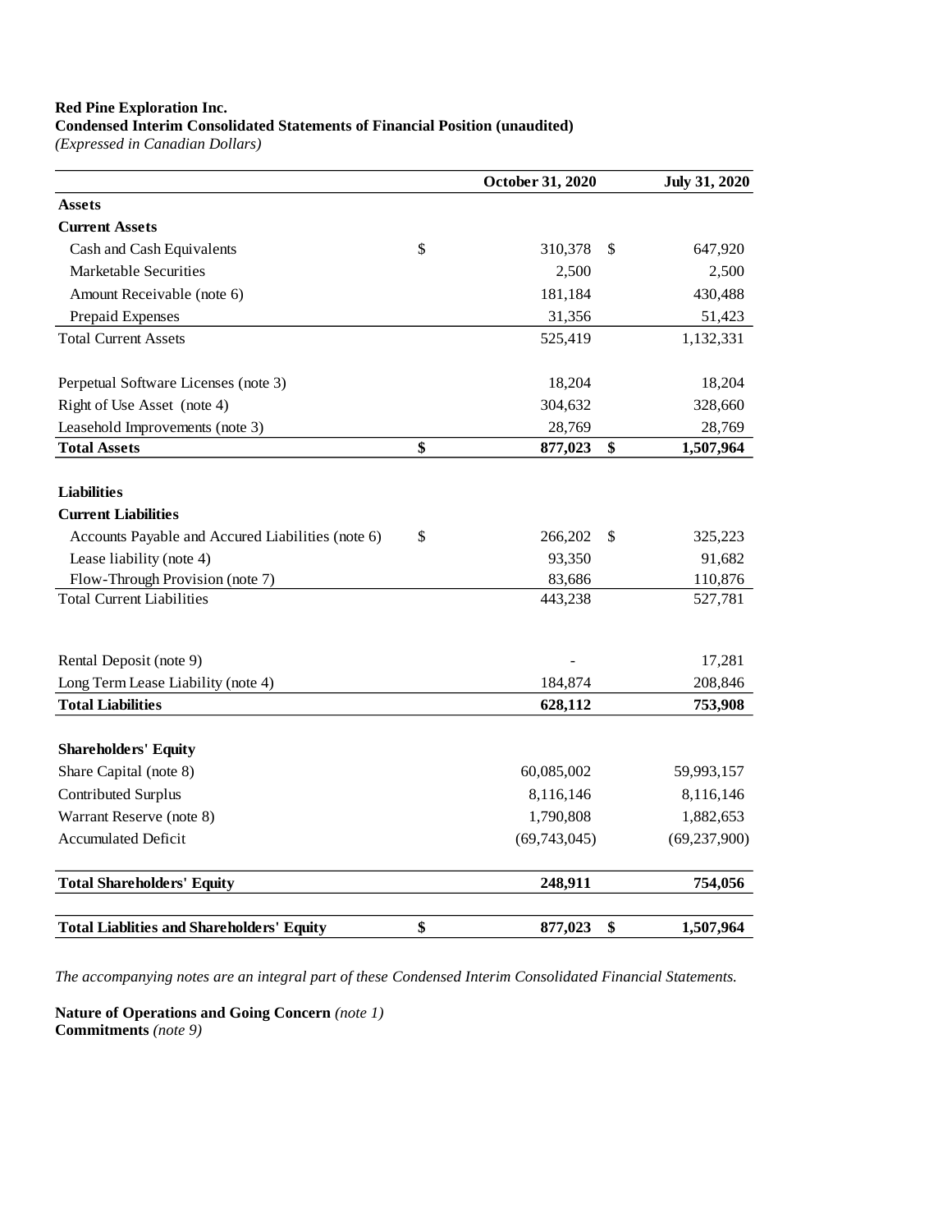**Red Pine Exploration Inc.**
**Condensed Interim Consolidated Statements of Financial Position (unaudited)**
*(Expressed in Canadian Dollars)*

| | | October 31, 2020 | | July 31, 2020 |
|---|---|---|---|---|
| **Assets** | | | | |
| **Current Assets** | | | | |
| Cash and Cash Equivalents | $ | 310,378 | $ | 647,920 |
| Marketable Securities | | 2,500 | | 2,500 |
| Amount Receivable (note 6) | | 181,184 | | 430,488 |
| Prepaid Expenses | | 31,356 | | 51,423 |
| Total Current Assets | | 525,419 | | 1,132,331 |
| | | | | |
| Perpetual Software Licenses (note 3) | | 18,204 | | 18,204 |
| Right of Use Asset (note 4) | | 304,632 | | 328,660 |
| Leasehold Improvements (note 3) | | 28,769 | | 28,769 |
| **Total Assets** | **$** | **877,023** | **$** | **1,507,964** |
| | | | | |
| **Liabilities** | | | | |
| **Current Liabilities** | | | | |
| Accounts Payable and Accured Liabilities (note 6) | $ | 266,202 | $ | 325,223 |
| Lease liability (note 4) | | 93,350 | | 91,682 |
| Flow-Through Provision (note 7) | | 83,686 | | 110,876 |
| Total Current Liabilities | | 443,238 | | 527,781 |
| | | | | |
| Rental Deposit (note 9) | | - | | 17,281 |
| Long Term Lease Liability (note 4) | | 184,874 | | 208,846 |
| **Total Liabilities** | | **628,112** | | **753,908** |
| | | | | |
| **Shareholders' Equity** | | | | |
| Share Capital (note 8) | | 60,085,002 | | 59,993,157 |
| Contributed Surplus | | 8,116,146 | | 8,116,146 |
| Warrant Reserve (note 8) | | 1,790,808 | | 1,882,653 |
| Accumulated Deficit | | (69,743,045) | | (69,237,900) |
| | | | | |
| **Total Shareholders' Equity** | | **248,911** | | **754,056** |
| | | | | |
| **Total Liablities and Shareholders' Equity** | **$** | **877,023** | **$** | **1,507,964** |

*The accompanying notes are an integral part of these Condensed Interim Consolidated Financial Statements.*

**Nature of Operations and Going Concern** *(note 1)*
**Commitments** *(note 9)*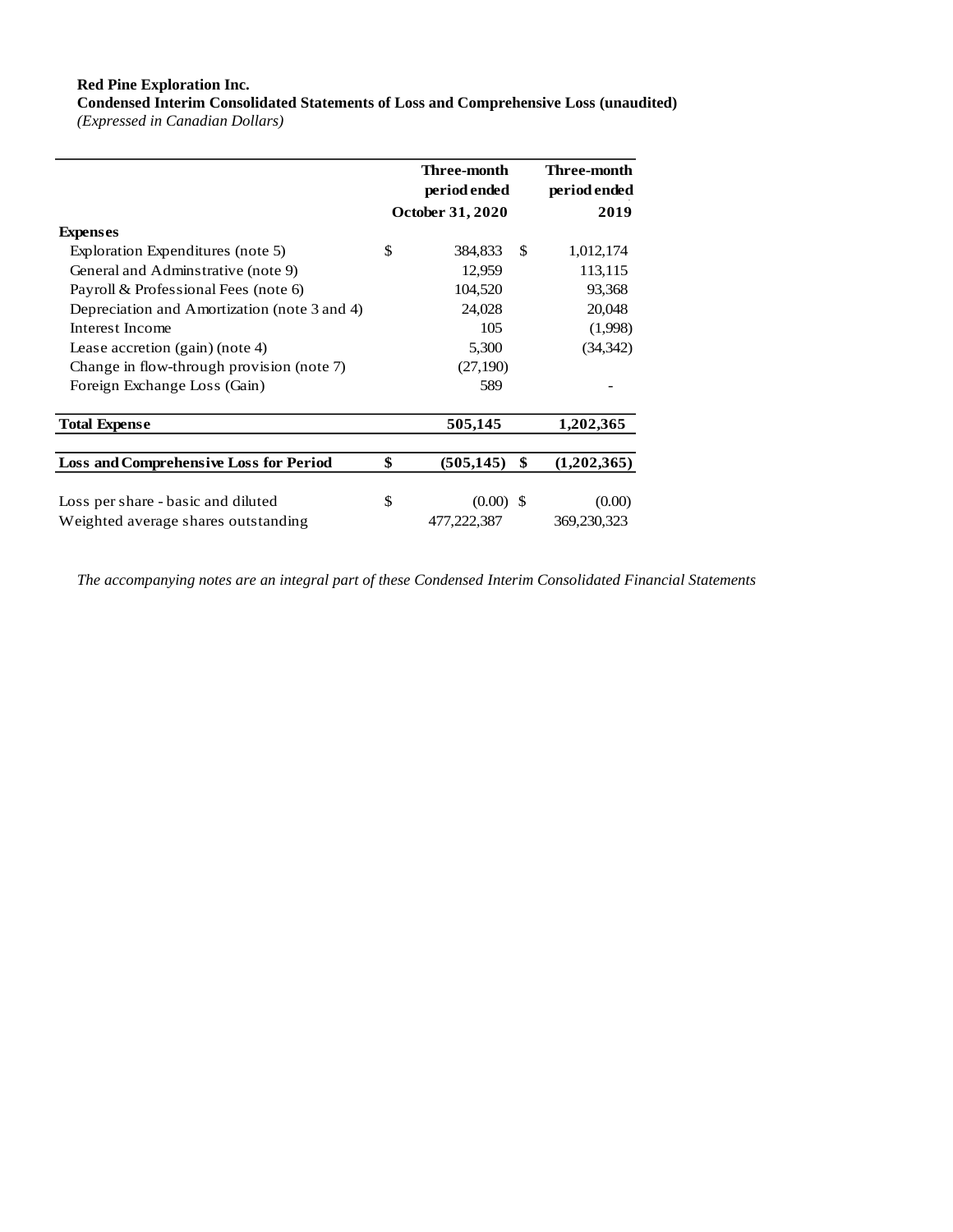**Red Pine Exploration Inc.**
**Condensed Interim Consolidated Statements of Loss and Comprehensive Loss (unaudited)**
*(Expressed in Canadian Dollars)*

| | | Three-month period ended October 31, 2020 | | Three-month period ended 2019 |
|---|---|---|---|---|
| **Expenses** | | | | |
| Exploration Expenditures (note 5) | $ | 384,833 | $ | 1,012,174 |
| General and Adminstrative (note 9) | | 12,959 | | 113,115 |
| Payroll & Professional Fees (note 6) | | 104,520 | | 93,368 |
| Depreciation and Amortization (note 3 and 4) | | 24,028 | | 20,048 |
| Interest Income | | 105 | | (1,998) |
| Lease accretion (gain) (note 4) | | 5,300 | | (34,342) |
| Change in flow-through provision (note 7) | | (27,190) | | |
| Foreign Exchange Loss (Gain) | | 589 | | - |
| **Total Expense** | | **505,145** | | **1,202,365** |
| **Loss and Comprehensive Loss for Period** | **$** | **(505,145)** | **$** | **(1,202,365)** |
| Loss per share - basic and diluted | $ | (0.00) | $ | (0.00) |
| Weighted average shares outstanding | | 477,222,387 | | 369,230,323 |

*The accompanying notes are an integral part of these Condensed Interim Consolidated Financial Statements*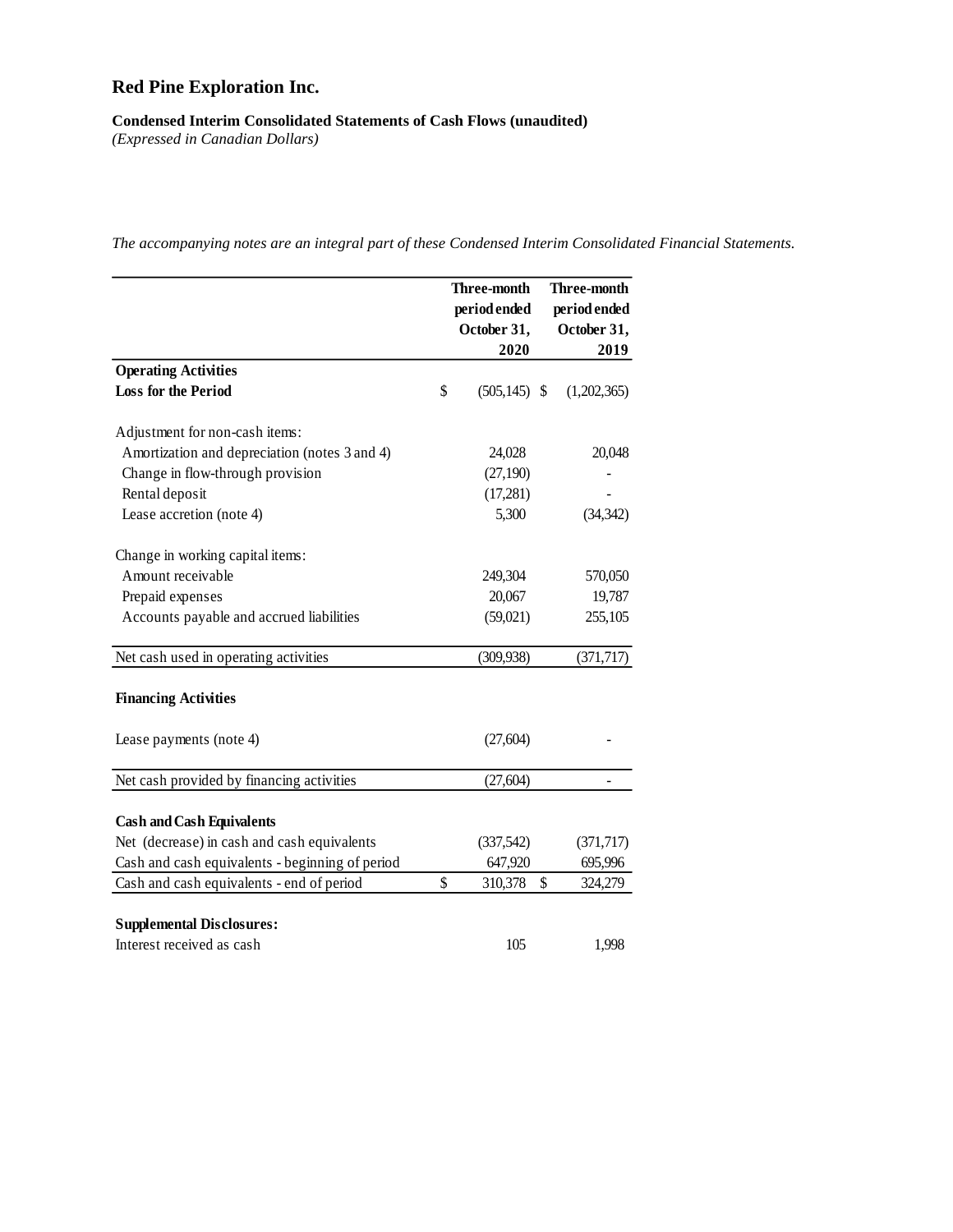# Red Pine Exploration Inc.

**Condensed Interim Consolidated Statements of Cash Flows (unaudited)**
*(Expressed in Canadian Dollars)*

*The accompanying notes are an integral part of these Condensed Interim Consolidated Financial Statements.*

| | Three-month period ended October 31, 2020 | Three-month period ended October 31, 2019 |
|---|---|---|
| **Operating Activities** | | |
| **Loss for the Period** | $ (505,145) | $ (1,202,365) |
| | | |
| Adjustment for non-cash items: | | |
| Amortization and depreciation (notes 3 and 4) | 24,028 | 20,048 |
| Change in flow-through provision | (27,190) | - |
| Rental deposit | (17,281) | - |
| Lease accretion (note 4) | 5,300 | (34,342) |
| | | |
| Change in working capital items: | | |
| Amount receivable | 249,304 | 570,050 |
| Prepaid expenses | 20,067 | 19,787 |
| Accounts payable and accrued liabilities | (59,021) | 255,105 |
| | | |
| Net cash used in operating activities | (309,938) | (371,717) |
| | | |
| **Financing Activities** | | |
| | | |
| Lease payments (note 4) | (27,604) | - |
| | | |
| Net cash provided by financing activities | (27,604) | - |
| | | |
| **Cash and Cash Equivalents** | | |
| Net (decrease) in cash and cash equivalents | (337,542) | (371,717) |
| Cash and cash equivalents - beginning of period | 647,920 | 695,996 |
| Cash and cash equivalents - end of period | $ 310,378 | $ 324,279 |
| | | |
| **Supplemental Disclosures:** | | |
| Interest received as cash | 105 | 1,998 |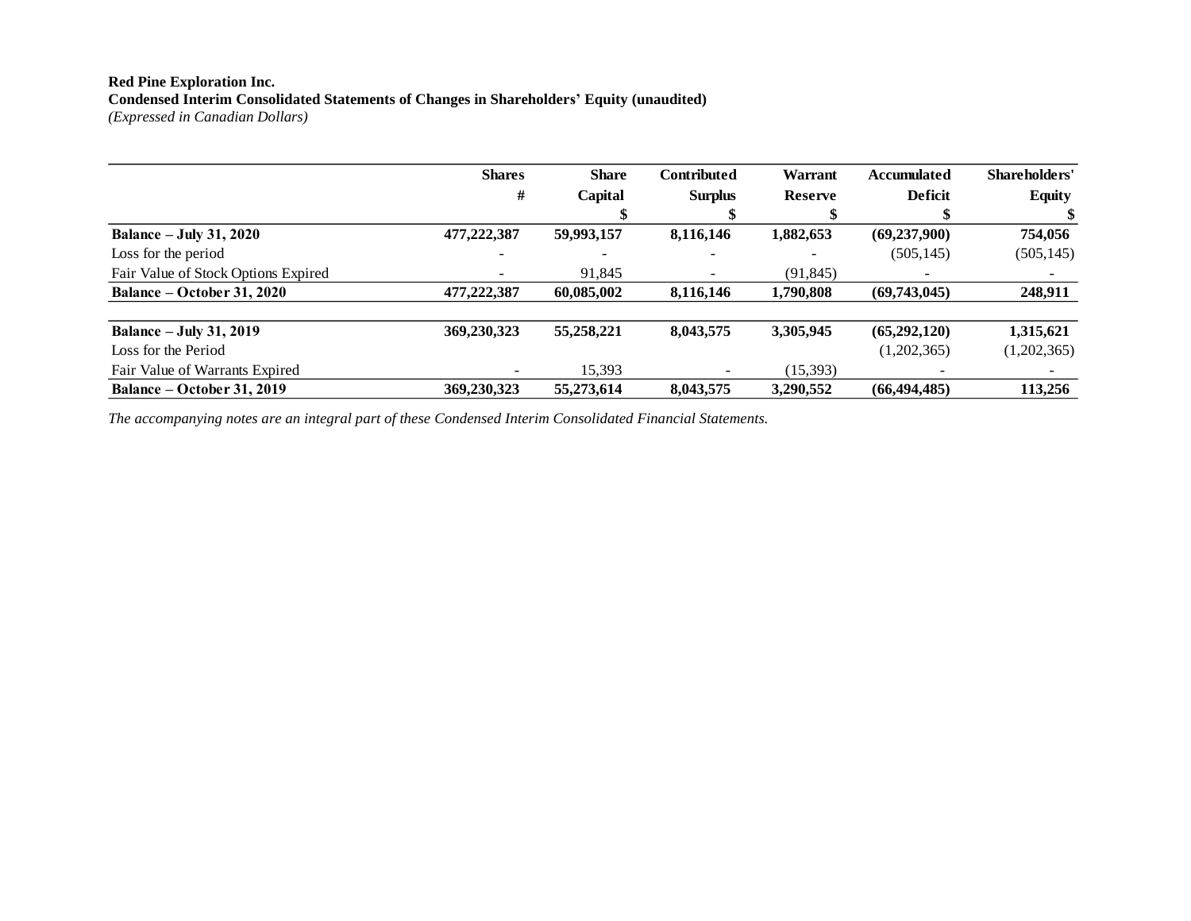**Red Pine Exploration Inc.**
**Condensed Interim Consolidated Statements of Changes in Shareholders' Equity (unaudited)**
*(Expressed in Canadian Dollars)*

| | Shares # | Share Capital $ | Contributed Surplus $ | Warrant Reserve $ | Accumulated Deficit $ | Shareholders' Equity $ |
|---|---|---|---|---|---|---|
| **Balance – July 31, 2020** | **477,222,387** | **59,993,157** | **8,116,146** | **1,882,653** | **(69,237,900)** | **754,056** |
| Loss for the period | - | - | - | - | (505,145) | (505,145) |
| Fair Value of Stock Options Expired | - | 91,845 | - | (91,845) | - | - |
| **Balance – October 31, 2020** | **477,222,387** | **60,085,002** | **8,116,146** | **1,790,808** | **(69,743,045)** | **248,911** |
| | | | | | | |
| **Balance – July 31, 2019** | **369,230,323** | **55,258,221** | **8,043,575** | **3,305,945** | **(65,292,120)** | **1,315,621** |
| Loss for the Period | | | | | (1,202,365) | (1,202,365) |
| Fair Value of Warrants Expired | - | 15,393 | - | (15,393) | - | - |
| **Balance – October 31, 2019** | **369,230,323** | **55,273,614** | **8,043,575** | **3,290,552** | **(66,494,485)** | **113,256** |

*The accompanying notes are an integral part of these Condensed Interim Consolidated Financial Statements.*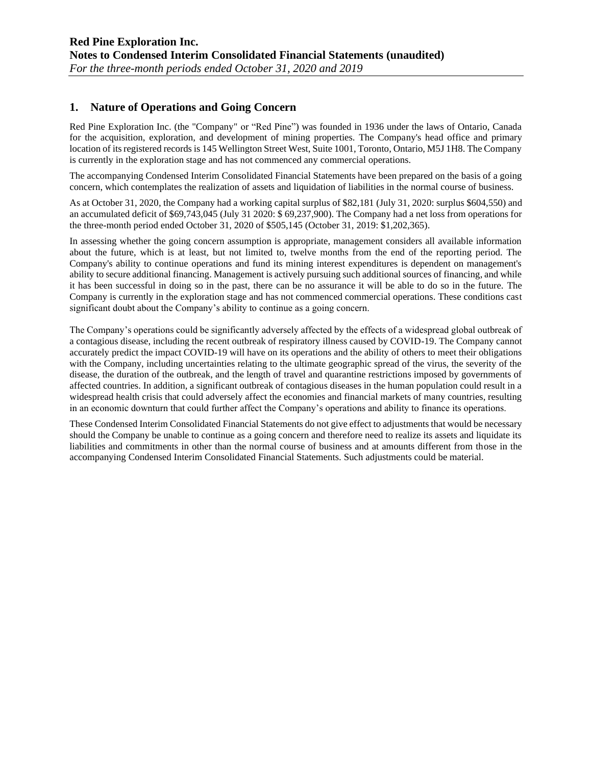## 1. Nature of Operations and Going Concern

Red Pine Exploration Inc. (the "Company" or "Red Pine") was founded in 1936 under the laws of Ontario, Canada for the acquisition, exploration, and development of mining properties. The Company's head office and primary location of its registered records is 145 Wellington Street West, Suite 1001, Toronto, Ontario, M5J 1H8. The Company is currently in the exploration stage and has not commenced any commercial operations.

The accompanying Condensed Interim Consolidated Financial Statements have been prepared on the basis of a going concern, which contemplates the realization of assets and liquidation of liabilities in the normal course of business.

As at October 31, 2020, the Company had a working capital surplus of $82,181 (July 31, 2020: surplus $604,550) and an accumulated deficit of $69,743,045 (July 31 2020: $ 69,237,900). The Company had a net loss from operations for the three-month period ended October 31, 2020 of $505,145 (October 31, 2019: $1,202,365).

In assessing whether the going concern assumption is appropriate, management considers all available information about the future, which is at least, but not limited to, twelve months from the end of the reporting period. The Company's ability to continue operations and fund its mining interest expenditures is dependent on management's ability to secure additional financing. Management is actively pursuing such additional sources of financing, and while it has been successful in doing so in the past, there can be no assurance it will be able to do so in the future. The Company is currently in the exploration stage and has not commenced commercial operations. These conditions cast significant doubt about the Company's ability to continue as a going concern.

The Company's operations could be significantly adversely affected by the effects of a widespread global outbreak of a contagious disease, including the recent outbreak of respiratory illness caused by COVID-19. The Company cannot accurately predict the impact COVID-19 will have on its operations and the ability of others to meet their obligations with the Company, including uncertainties relating to the ultimate geographic spread of the virus, the severity of the disease, the duration of the outbreak, and the length of travel and quarantine restrictions imposed by governments of affected countries. In addition, a significant outbreak of contagious diseases in the human population could result in a widespread health crisis that could adversely affect the economies and financial markets of many countries, resulting in an economic downturn that could further affect the Company's operations and ability to finance its operations.

These Condensed Interim Consolidated Financial Statements do not give effect to adjustments that would be necessary should the Company be unable to continue as a going concern and therefore need to realize its assets and liquidate its liabilities and commitments in other than the normal course of business and at amounts different from those in the accompanying Condensed Interim Consolidated Financial Statements. Such adjustments could be material.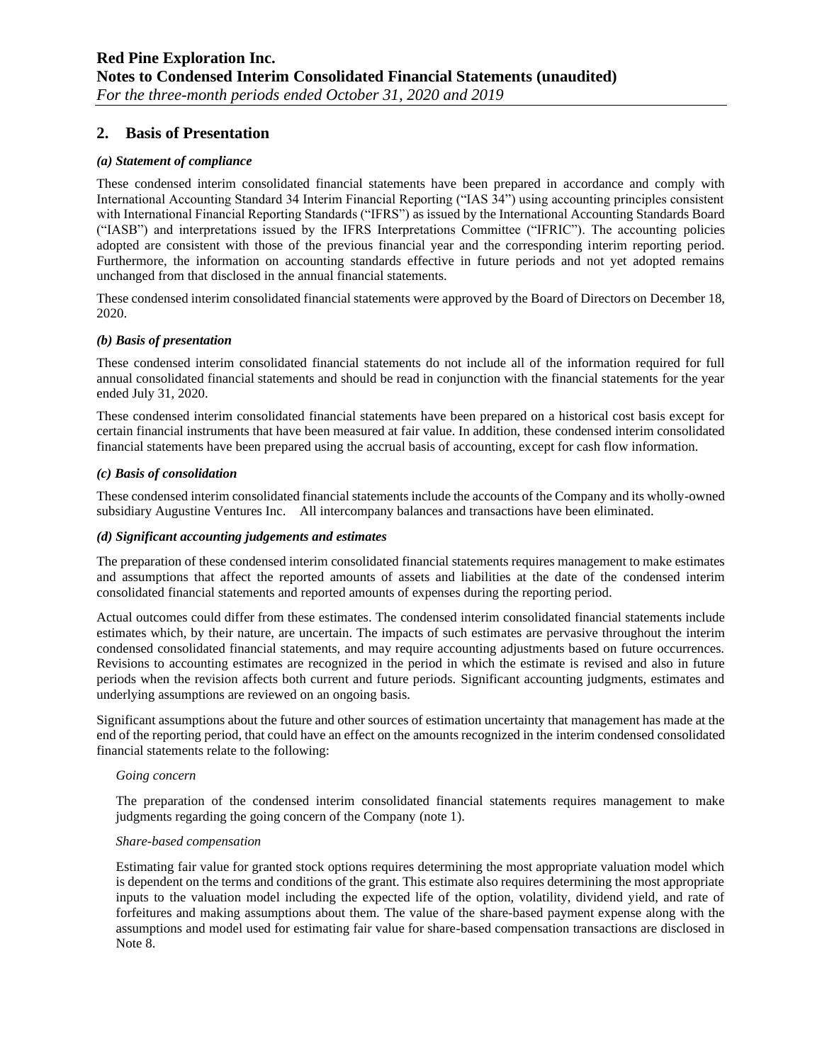## 2. Basis of Presentation

### *(a) Statement of compliance*

These condensed interim consolidated financial statements have been prepared in accordance and comply with International Accounting Standard 34 Interim Financial Reporting ("IAS 34") using accounting principles consistent with International Financial Reporting Standards ("IFRS") as issued by the International Accounting Standards Board ("IASB") and interpretations issued by the IFRS Interpretations Committee ("IFRIC"). The accounting policies adopted are consistent with those of the previous financial year and the corresponding interim reporting period. Furthermore, the information on accounting standards effective in future periods and not yet adopted remains unchanged from that disclosed in the annual financial statements.

These condensed interim consolidated financial statements were approved by the Board of Directors on December 18, 2020.

### *(b) Basis of presentation*

These condensed interim consolidated financial statements do not include all of the information required for full annual consolidated financial statements and should be read in conjunction with the financial statements for the year ended July 31, 2020.

These condensed interim consolidated financial statements have been prepared on a historical cost basis except for certain financial instruments that have been measured at fair value. In addition, these condensed interim consolidated financial statements have been prepared using the accrual basis of accounting, except for cash flow information.

### *(c) Basis of consolidation*

These condensed interim consolidated financial statements include the accounts of the Company and its wholly-owned subsidiary Augustine Ventures Inc. All intercompany balances and transactions have been eliminated.

### *(d) Significant accounting judgements and estimates*

The preparation of these condensed interim consolidated financial statements requires management to make estimates and assumptions that affect the reported amounts of assets and liabilities at the date of the condensed interim consolidated financial statements and reported amounts of expenses during the reporting period.

Actual outcomes could differ from these estimates. The condensed interim consolidated financial statements include estimates which, by their nature, are uncertain. The impacts of such estimates are pervasive throughout the interim condensed consolidated financial statements, and may require accounting adjustments based on future occurrences. Revisions to accounting estimates are recognized in the period in which the estimate is revised and also in future periods when the revision affects both current and future periods. Significant accounting judgments, estimates and underlying assumptions are reviewed on an ongoing basis.

Significant assumptions about the future and other sources of estimation uncertainty that management has made at the end of the reporting period, that could have an effect on the amounts recognized in the interim condensed consolidated financial statements relate to the following:

*Going concern*

The preparation of the condensed interim consolidated financial statements requires management to make judgments regarding the going concern of the Company (note 1).

*Share-based compensation*

Estimating fair value for granted stock options requires determining the most appropriate valuation model which is dependent on the terms and conditions of the grant. This estimate also requires determining the most appropriate inputs to the valuation model including the expected life of the option, volatility, dividend yield, and rate of forfeitures and making assumptions about them. The value of the share-based payment expense along with the assumptions and model used for estimating fair value for share-based compensation transactions are disclosed in Note 8.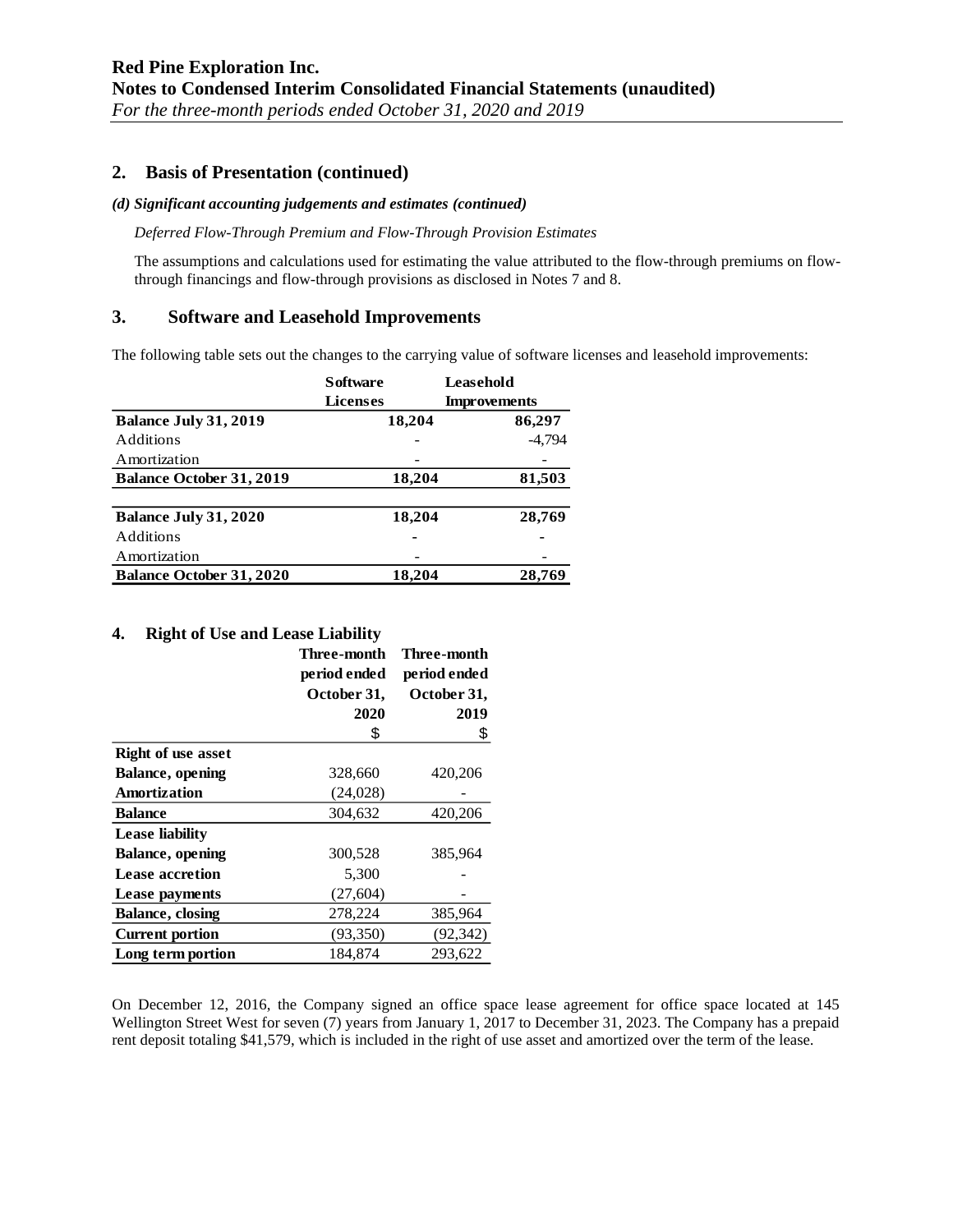## 2. Basis of Presentation (continued)

### *(d) Significant accounting judgements and estimates (continued)*

*Deferred Flow-Through Premium and Flow-Through Provision Estimates*

The assumptions and calculations used for estimating the value attributed to the flow-through premiums on flow-through financings and flow-through provisions as disclosed in Notes 7 and 8.

## 3. Software and Leasehold Improvements

The following table sets out the changes to the carrying value of software licenses and leasehold improvements:

| | Software Licenses | Leasehold Improvements |
|---|---|---|
| **Balance July 31, 2019** | **18,204** | **86,297** |
| Additions | - | -4,794 |
| Amortization | - | - |
| **Balance October 31, 2019** | **18,204** | **81,503** |
| | | |
| **Balance July 31, 2020** | **18,204** | **28,769** |
| Additions | - | - |
| Amortization | - | - |
| **Balance October 31, 2020** | **18,204** | **28,769** |

## 4. Right of Use and Lease Liability

| | Three-month period ended October 31, 2020 | Three-month period ended October 31, 2019 |
|---|---|---|
| | $ | $ |
| **Right of use asset** | | |
| **Balance, opening** | 328,660 | 420,206 |
| **Amortization** | (24,028) | - |
| **Balance** | 304,632 | 420,206 |
| **Lease liability** | | |
| **Balance, opening** | 300,528 | 385,964 |
| **Lease accretion** | 5,300 | - |
| **Lease payments** | (27,604) | - |
| **Balance, closing** | 278,224 | 385,964 |
| **Current portion** | (93,350) | (92,342) |
| **Long term portion** | 184,874 | 293,622 |

On December 12, 2016, the Company signed an office space lease agreement for office space located at 145 Wellington Street West for seven (7) years from January 1, 2017 to December 31, 2023. The Company has a prepaid rent deposit totaling $41,579, which is included in the right of use asset and amortized over the term of the lease.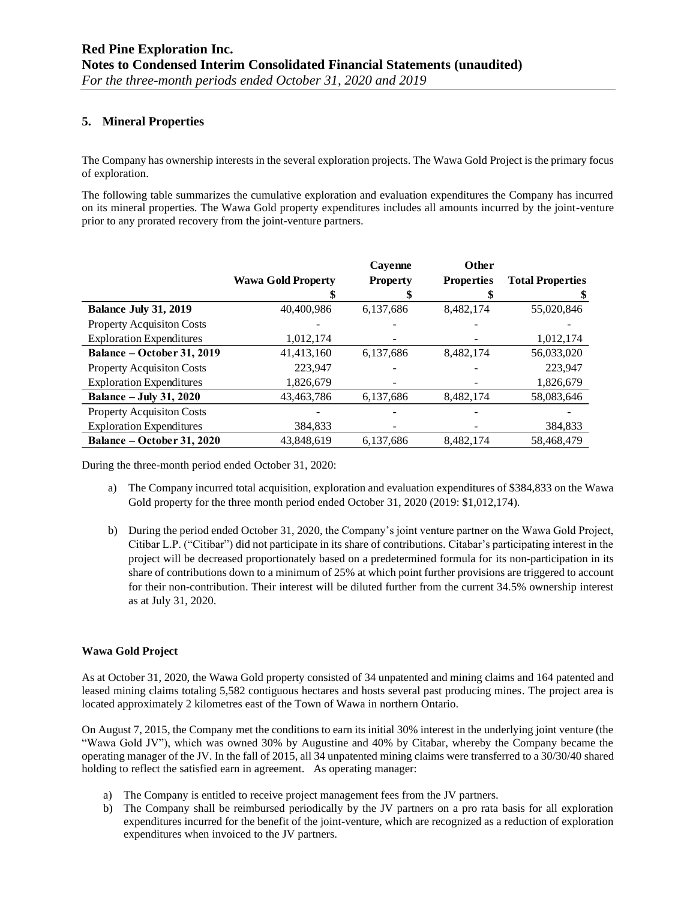## 5. Mineral Properties

The Company has ownership interests in the several exploration projects. The Wawa Gold Project is the primary focus of exploration.

The following table summarizes the cumulative exploration and evaluation expenditures the Company has incurred on its mineral properties. The Wawa Gold property expenditures includes all amounts incurred by the joint-venture prior to any prorated recovery from the joint-venture partners.

| | Wawa Gold Property | Cayenne Property | Other Properties | Total Properties |
|---|---|---|---|---|
| | $ | $ | $ | $ |
| **Balance July 31, 2019** | 40,400,986 | 6,137,686 | 8,482,174 | 55,020,846 |
| Property Acquisiton Costs | - | - | - | - |
| Exploration Expenditures | 1,012,174 | - | - | 1,012,174 |
| **Balance – October 31, 2019** | 41,413,160 | 6,137,686 | 8,482,174 | 56,033,020 |
| Property Acquisiton Costs | 223,947 | - | - | 223,947 |
| Exploration Expenditures | 1,826,679 | - | - | 1,826,679 |
| **Balance – July 31, 2020** | 43,463,786 | 6,137,686 | 8,482,174 | 58,083,646 |
| Property Acquisiton Costs | - | - | - | - |
| Exploration Expenditures | 384,833 | - | - | 384,833 |
| **Balance – October 31, 2020** | 43,848,619 | 6,137,686 | 8,482,174 | 58,468,479 |

During the three-month period ended October 31, 2020:

a) The Company incurred total acquisition, exploration and evaluation expenditures of $384,833 on the Wawa Gold property for the three month period ended October 31, 2020 (2019: $1,012,174).

b) During the period ended October 31, 2020, the Company's joint venture partner on the Wawa Gold Project, Citibar L.P. ("Citibar") did not participate in its share of contributions. Citabar's participating interest in the project will be decreased proportionately based on a predetermined formula for its non-participation in its share of contributions down to a minimum of 25% at which point further provisions are triggered to account for their non-contribution. Their interest will be diluted further from the current 34.5% ownership interest as at July 31, 2020.

### Wawa Gold Project

As at October 31, 2020, the Wawa Gold property consisted of 34 unpatented and mining claims and 164 patented and leased mining claims totaling 5,582 contiguous hectares and hosts several past producing mines. The project area is located approximately 2 kilometres east of the Town of Wawa in northern Ontario.

On August 7, 2015, the Company met the conditions to earn its initial 30% interest in the underlying joint venture (the "Wawa Gold JV"), which was owned 30% by Augustine and 40% by Citabar, whereby the Company became the operating manager of the JV. In the fall of 2015, all 34 unpatented mining claims were transferred to a 30/30/40 shared holding to reflect the satisfied earn in agreement. As operating manager:

a) The Company is entitled to receive project management fees from the JV partners.
b) The Company shall be reimbursed periodically by the JV partners on a pro rata basis for all exploration expenditures incurred for the benefit of the joint-venture, which are recognized as a reduction of exploration expenditures when invoiced to the JV partners.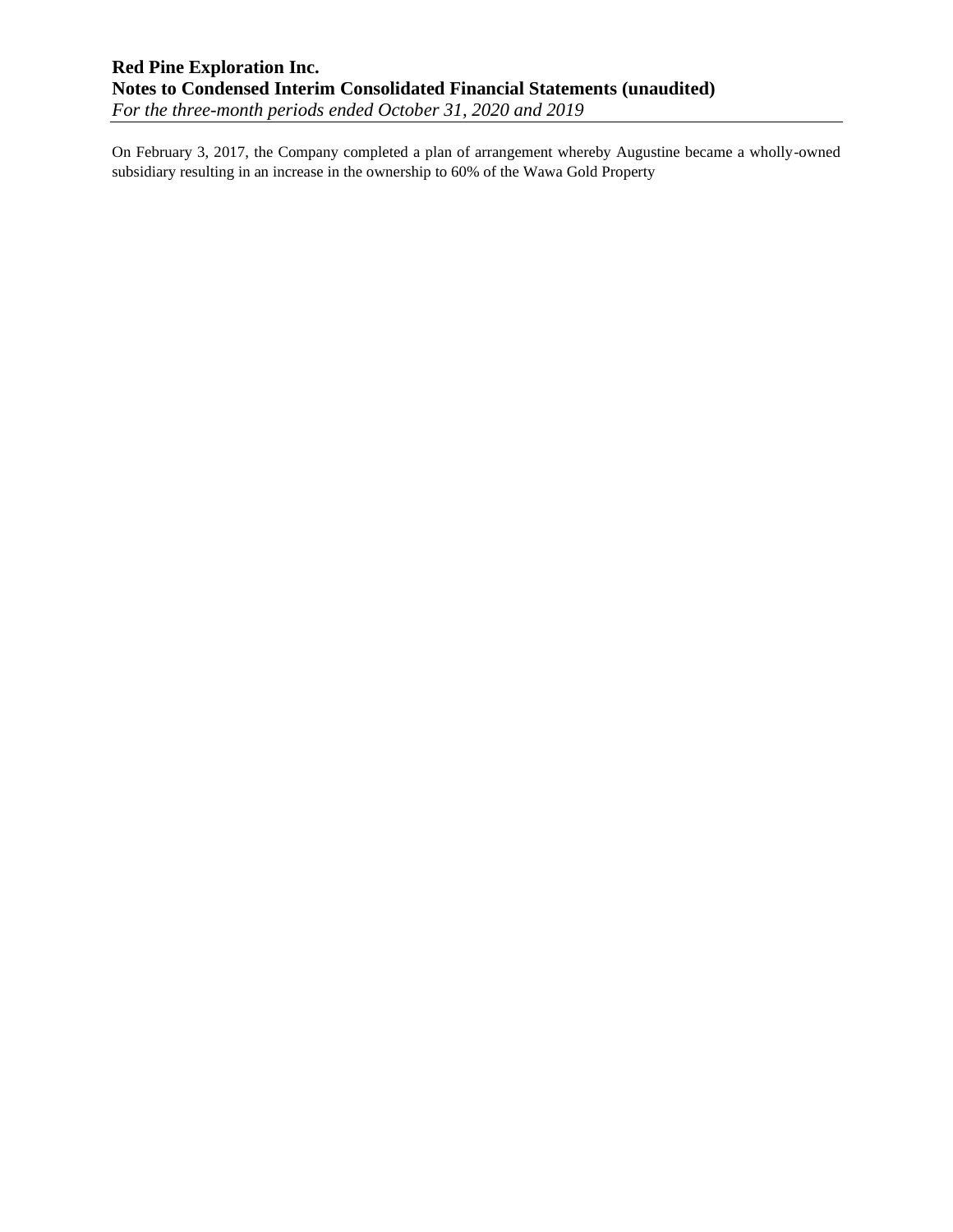On February 3, 2017, the Company completed a plan of arrangement whereby Augustine became a wholly-owned subsidiary resulting in an increase in the ownership to 60% of the Wawa Gold Property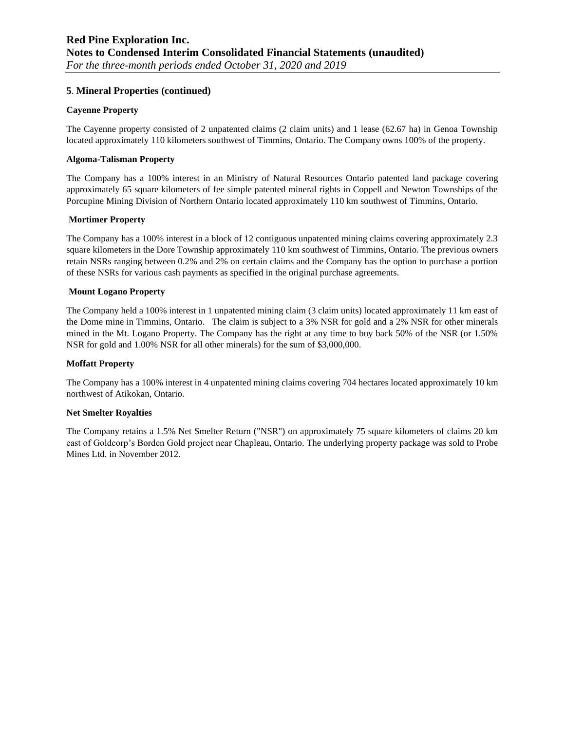## 5. Mineral Properties (continued)

**Cayenne Property**

The Cayenne property consisted of 2 unpatented claims (2 claim units) and 1 lease (62.67 ha) in Genoa Township located approximately 110 kilometers southwest of Timmins, Ontario. The Company owns 100% of the property.

**Algoma-Talisman Property**

The Company has a 100% interest in an Ministry of Natural Resources Ontario patented land package covering approximately 65 square kilometers of fee simple patented mineral rights in Coppell and Newton Townships of the Porcupine Mining Division of Northern Ontario located approximately 110 km southwest of Timmins, Ontario.

**Mortimer Property**

The Company has a 100% interest in a block of 12 contiguous unpatented mining claims covering approximately 2.3 square kilometers in the Dore Township approximately 110 km southwest of Timmins, Ontario. The previous owners retain NSRs ranging between 0.2% and 2% on certain claims and the Company has the option to purchase a portion of these NSRs for various cash payments as specified in the original purchase agreements.

**Mount Logano Property**

The Company held a 100% interest in 1 unpatented mining claim (3 claim units) located approximately 11 km east of the Dome mine in Timmins, Ontario. The claim is subject to a 3% NSR for gold and a 2% NSR for other minerals mined in the Mt. Logano Property. The Company has the right at any time to buy back 50% of the NSR (or 1.50% NSR for gold and 1.00% NSR for all other minerals) for the sum of $3,000,000.

**Moffatt Property**

The Company has a 100% interest in 4 unpatented mining claims covering 704 hectares located approximately 10 km northwest of Atikokan, Ontario.

**Net Smelter Royalties**

The Company retains a 1.5% Net Smelter Return ("NSR") on approximately 75 square kilometers of claims 20 km east of Goldcorp's Borden Gold project near Chapleau, Ontario. The underlying property package was sold to Probe Mines Ltd. in November 2012.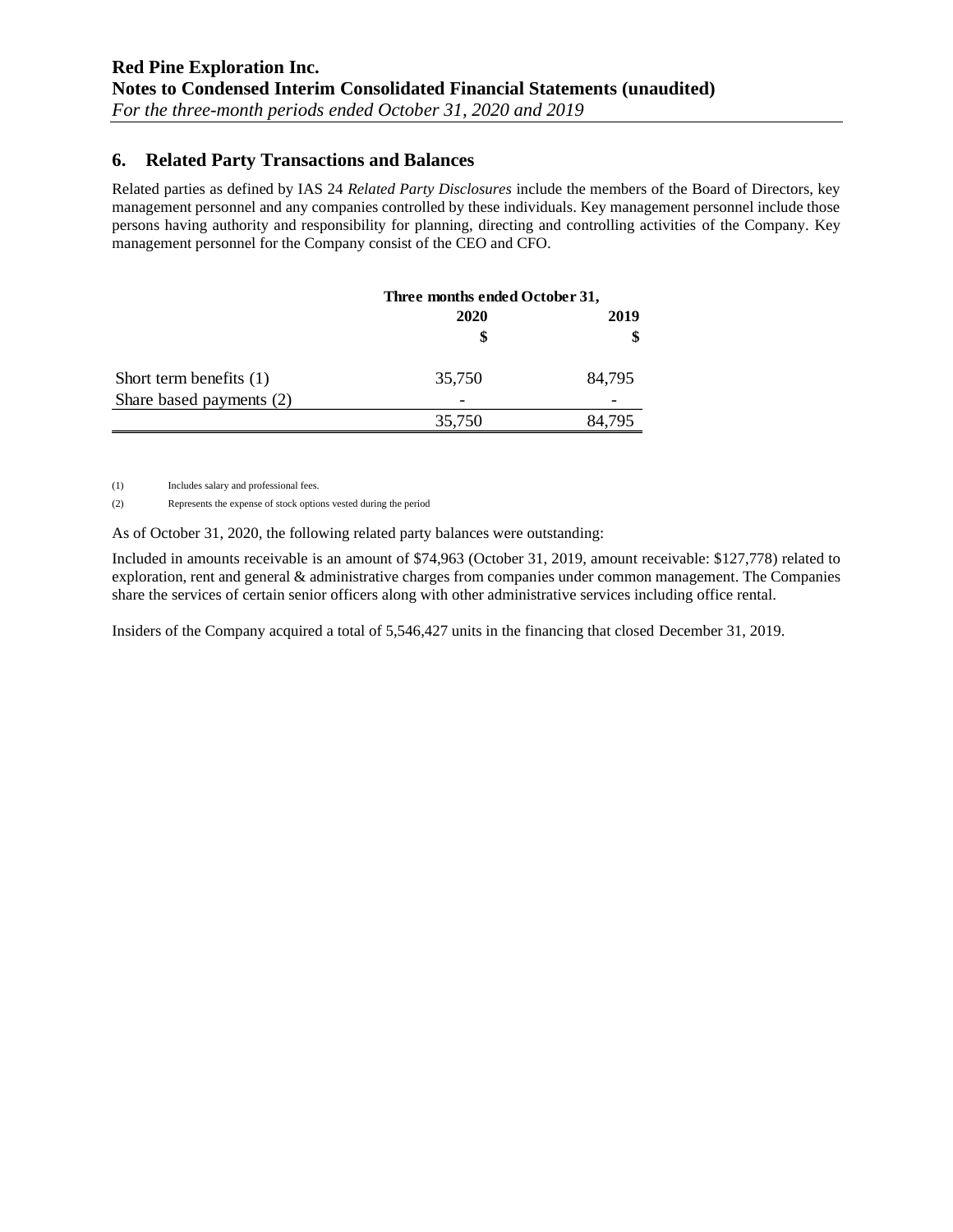## 6. Related Party Transactions and Balances

Related parties as defined by IAS 24 *Related Party Disclosures* include the members of the Board of Directors, key management personnel and any companies controlled by these individuals. Key management personnel include those persons having authority and responsibility for planning, directing and controlling activities of the Company. Key management personnel for the Company consist of the CEO and CFO.

| | Three months ended October 31, | |
|---|---|---|
| | 2020 | 2019 |
| | $ | $ |
| Short term benefits (1) | 35,750 | 84,795 |
| Share based payments (2) | - | - |
| | 35,750 | 84,795 |

(1) Includes salary and professional fees.

(2) Represents the expense of stock options vested during the period

As of October 31, 2020, the following related party balances were outstanding:

Included in amounts receivable is an amount of $74,963 (October 31, 2019, amount receivable: $127,778) related to exploration, rent and general & administrative charges from companies under common management. The Companies share the services of certain senior officers along with other administrative services including office rental.

Insiders of the Company acquired a total of 5,546,427 units in the financing that closed December 31, 2019.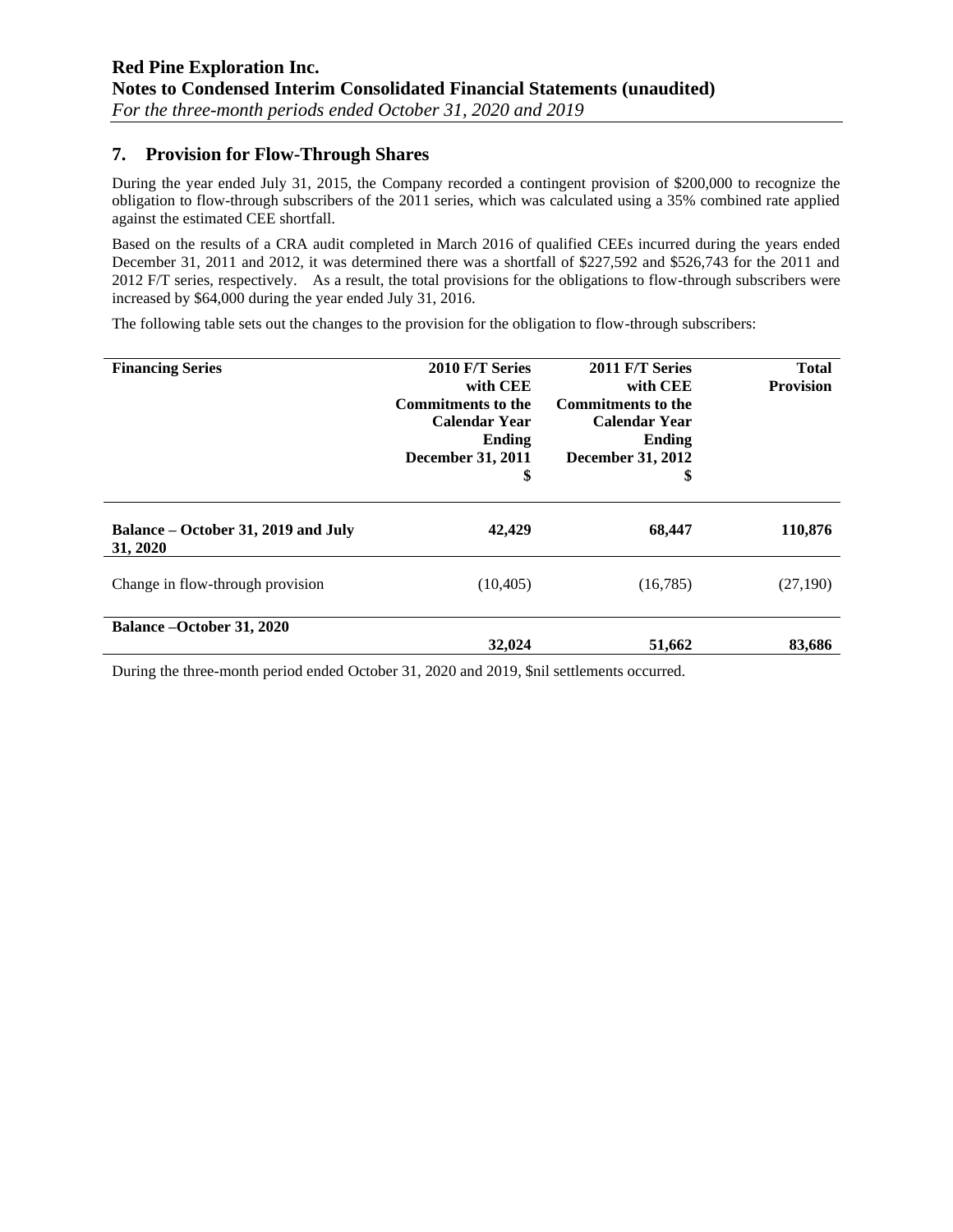## 7. Provision for Flow-Through Shares

During the year ended July 31, 2015, the Company recorded a contingent provision of $200,000 to recognize the obligation to flow-through subscribers of the 2011 series, which was calculated using a 35% combined rate applied against the estimated CEE shortfall.

Based on the results of a CRA audit completed in March 2016 of qualified CEEs incurred during the years ended December 31, 2011 and 2012, it was determined there was a shortfall of $227,592 and $526,743 for the 2011 and 2012 F/T series, respectively. As a result, the total provisions for the obligations to flow-through subscribers were increased by $64,000 during the year ended July 31, 2016.

The following table sets out the changes to the provision for the obligation to flow-through subscribers:

| Financing Series | 2010 F/T Series with CEE Commitments to the Calendar Year Ending December 31, 2011 $ | 2011 F/T Series with CEE Commitments to the Calendar Year Ending December 31, 2012 $ | Total Provision |
|---|---|---|---|
| **Balance – October 31, 2019 and July 31, 2020** | **42,429** | **68,447** | **110,876** |
| Change in flow-through provision | (10,405) | (16,785) | (27,190) |
| **Balance –October 31, 2020** | **32,024** | **51,662** | **83,686** |

During the three-month period ended October 31, 2020 and 2019, $nil settlements occurred.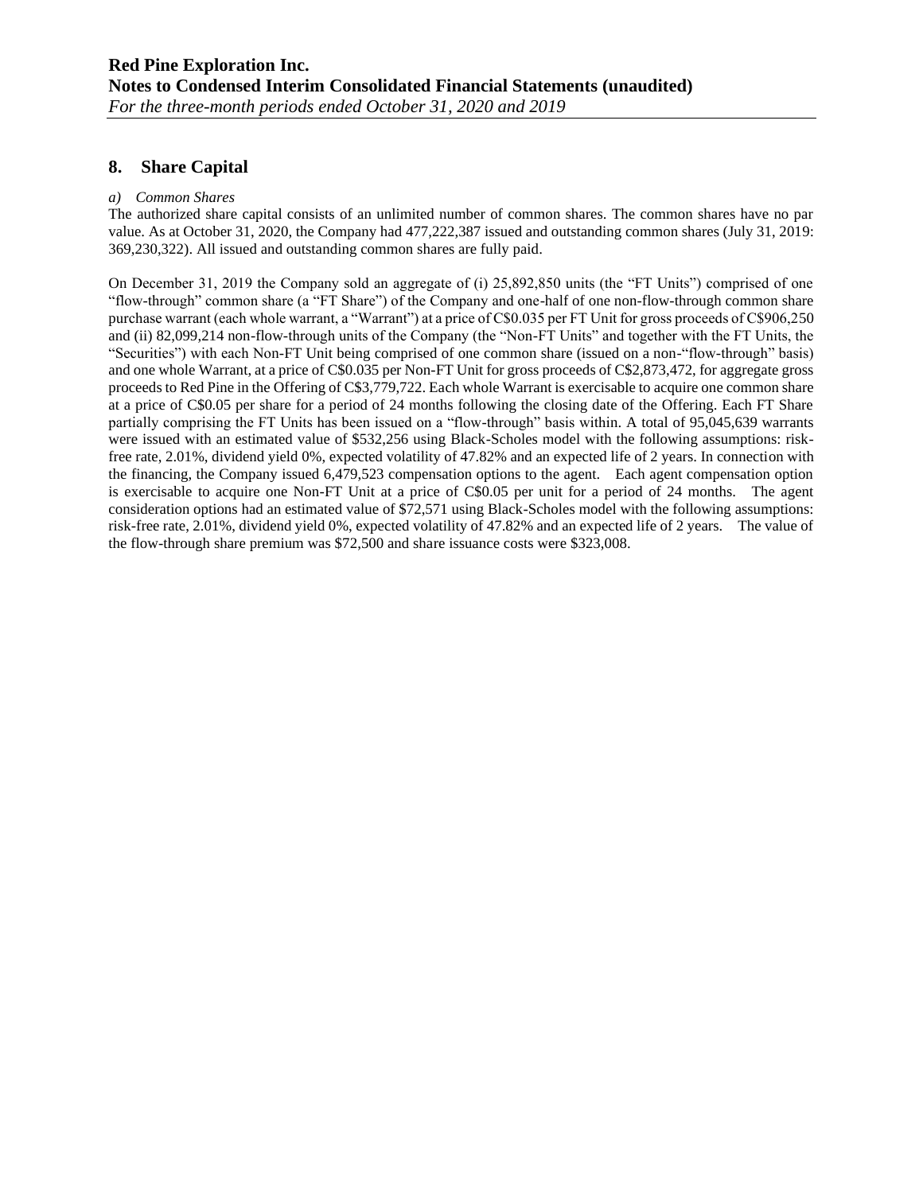## 8. Share Capital

*a) Common Shares*

The authorized share capital consists of an unlimited number of common shares. The common shares have no par value. As at October 31, 2020, the Company had 477,222,387 issued and outstanding common shares (July 31, 2019: 369,230,322). All issued and outstanding common shares are fully paid.

On December 31, 2019 the Company sold an aggregate of (i) 25,892,850 units (the "FT Units") comprised of one "flow-through" common share (a "FT Share") of the Company and one-half of one non-flow-through common share purchase warrant (each whole warrant, a "Warrant") at a price of C$0.035 per FT Unit for gross proceeds of C$906,250 and (ii) 82,099,214 non-flow-through units of the Company (the "Non-FT Units" and together with the FT Units, the "Securities") with each Non-FT Unit being comprised of one common share (issued on a non-"flow-through" basis) and one whole Warrant, at a price of C$0.035 per Non-FT Unit for gross proceeds of C$2,873,472, for aggregate gross proceeds to Red Pine in the Offering of C$3,779,722. Each whole Warrant is exercisable to acquire one common share at a price of C$0.05 per share for a period of 24 months following the closing date of the Offering. Each FT Share partially comprising the FT Units has been issued on a "flow-through" basis within. A total of 95,045,639 warrants were issued with an estimated value of $532,256 using Black-Scholes model with the following assumptions: risk-free rate, 2.01%, dividend yield 0%, expected volatility of 47.82% and an expected life of 2 years. In connection with the financing, the Company issued 6,479,523 compensation options to the agent. Each agent compensation option is exercisable to acquire one Non-FT Unit at a price of C$0.05 per unit for a period of 24 months. The agent consideration options had an estimated value of $72,571 using Black-Scholes model with the following assumptions: risk-free rate, 2.01%, dividend yield 0%, expected volatility of 47.82% and an expected life of 2 years. The value of the flow-through share premium was $72,500 and share issuance costs were $323,008.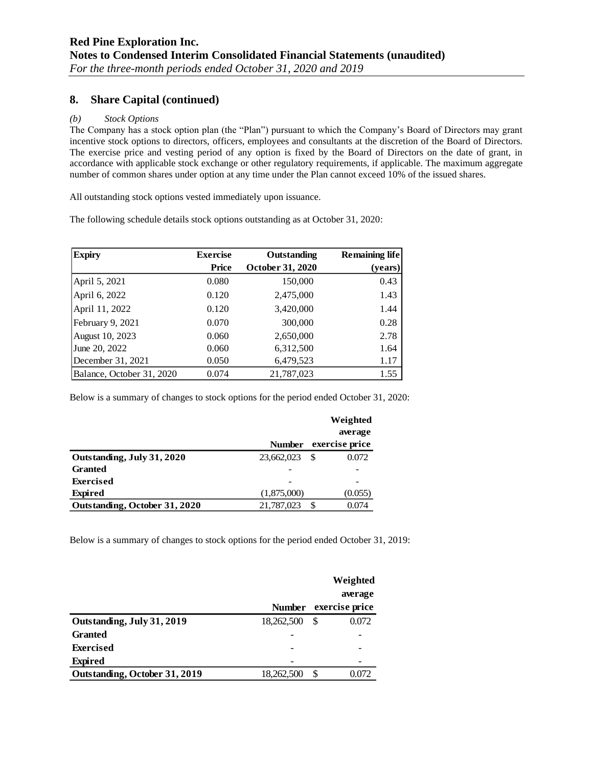## 8. Share Capital (continued)

*(b) Stock Options*

The Company has a stock option plan (the "Plan") pursuant to which the Company's Board of Directors may grant incentive stock options to directors, officers, employees and consultants at the discretion of the Board of Directors. The exercise price and vesting period of any option is fixed by the Board of Directors on the date of grant, in accordance with applicable stock exchange or other regulatory requirements, if applicable. The maximum aggregate number of common shares under option at any time under the Plan cannot exceed 10% of the issued shares.

All outstanding stock options vested immediately upon issuance.

The following schedule details stock options outstanding as at October 31, 2020:

| Expiry | Exercise Price | Outstanding October 31, 2020 | Remaining life (years) |
|---|---|---|---|
| April 5, 2021 | 0.080 | 150,000 | 0.43 |
| April 6, 2022 | 0.120 | 2,475,000 | 1.43 |
| April 11, 2022 | 0.120 | 3,420,000 | 1.44 |
| February 9, 2021 | 0.070 | 300,000 | 0.28 |
| August 10, 2023 | 0.060 | 2,650,000 | 2.78 |
| June 20, 2022 | 0.060 | 6,312,500 | 1.64 |
| December 31, 2021 | 0.050 | 6,479,523 | 1.17 |
| Balance, October 31, 2020 | 0.074 | 21,787,023 | 1.55 |

Below is a summary of changes to stock options for the period ended October 31, 2020:

| | Number | Weighted average exercise price |
|---|---|---|
| **Outstanding, July 31, 2020** | 23,662,023 | $ 0.072 |
| **Granted** | - | - |
| **Exercised** | - | - |
| **Expired** | (1,875,000) | (0.055) |
| **Outstanding, October 31, 2020** | 21,787,023 | $ 0.074 |

Below is a summary of changes to stock options for the period ended October 31, 2019:

| | Number | Weighted average exercise price |
|---|---|---|
| **Outstanding, July 31, 2019** | 18,262,500 | $ 0.072 |
| **Granted** | - | - |
| **Exercised** | - | - |
| **Expired** | - | - |
| **Outstanding, October 31, 2019** | 18,262,500 | $ 0.072 |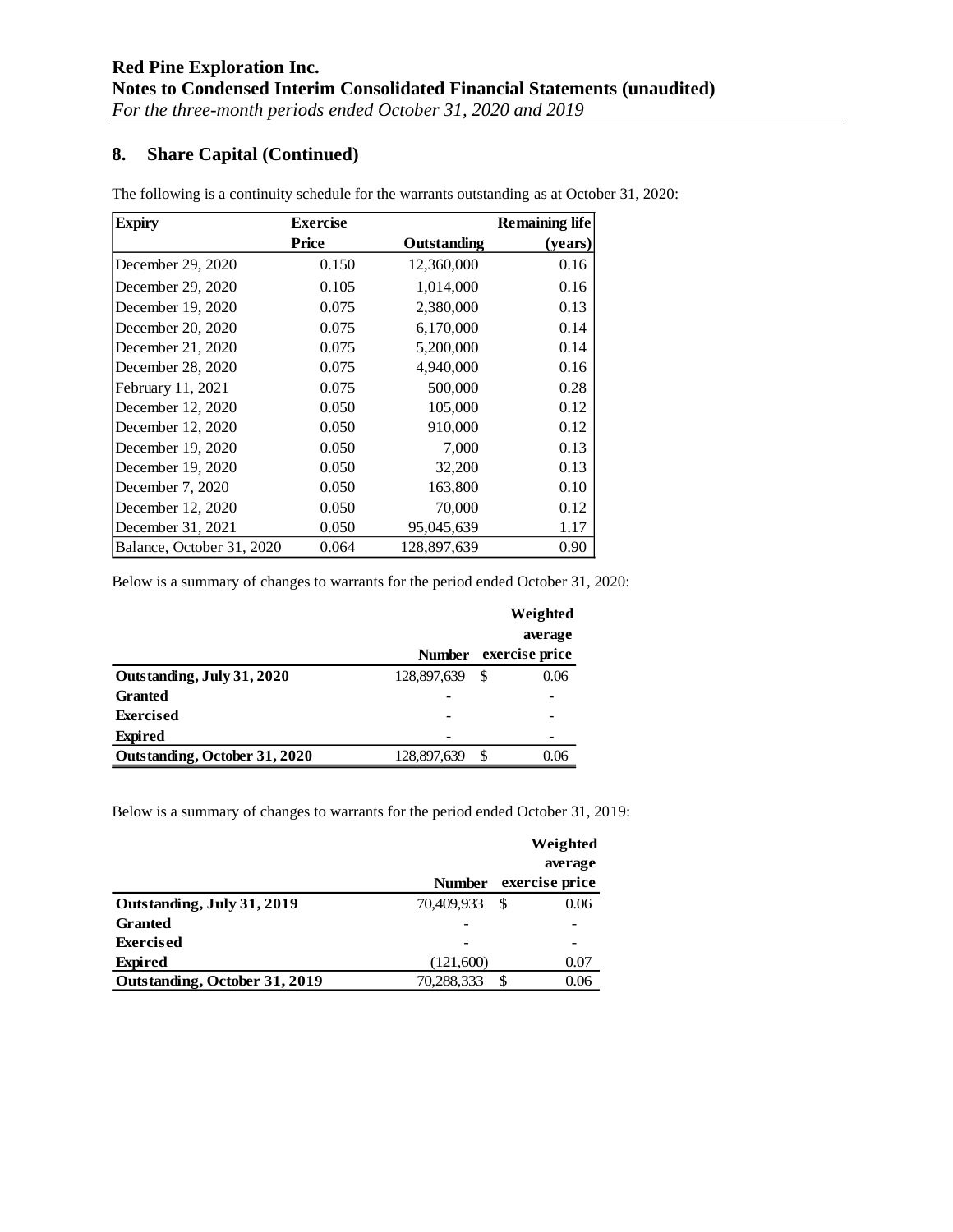## 8. Share Capital (Continued)

The following is a continuity schedule for the warrants outstanding as at October 31, 2020:

| Expiry | Exercise Price | Outstanding | Remaining life (years) |
|---|---|---|---|
| December 29, 2020 | 0.150 | 12,360,000 | 0.16 |
| December 29, 2020 | 0.105 | 1,014,000 | 0.16 |
| December 19, 2020 | 0.075 | 2,380,000 | 0.13 |
| December 20, 2020 | 0.075 | 6,170,000 | 0.14 |
| December 21, 2020 | 0.075 | 5,200,000 | 0.14 |
| December 28, 2020 | 0.075 | 4,940,000 | 0.16 |
| February 11, 2021 | 0.075 | 500,000 | 0.28 |
| December 12, 2020 | 0.050 | 105,000 | 0.12 |
| December 12, 2020 | 0.050 | 910,000 | 0.12 |
| December 19, 2020 | 0.050 | 7,000 | 0.13 |
| December 19, 2020 | 0.050 | 32,200 | 0.13 |
| December 7, 2020 | 0.050 | 163,800 | 0.10 |
| December 12, 2020 | 0.050 | 70,000 | 0.12 |
| December 31, 2021 | 0.050 | 95,045,639 | 1.17 |
| Balance, October 31, 2020 | 0.064 | 128,897,639 | 0.90 |

Below is a summary of changes to warrants for the period ended October 31, 2020:

| | Number | Weighted average exercise price |
|---|---|---|
| **Outstanding, July 31, 2020** | 128,897,639 | $ 0.06 |
| **Granted** | - | - |
| **Exercised** | - | - |
| **Expired** | - | - |
| **Outstanding, October 31, 2020** | 128,897,639 | $ 0.06 |

Below is a summary of changes to warrants for the period ended October 31, 2019:

| | Number | Weighted average exercise price |
|---|---|---|
| **Outstanding, July 31, 2019** | 70,409,933 | $ 0.06 |
| **Granted** | - | - |
| **Exercised** | - | - |
| **Expired** | (121,600) | 0.07 |
| **Outstanding, October 31, 2019** | 70,288,333 | $ 0.06 |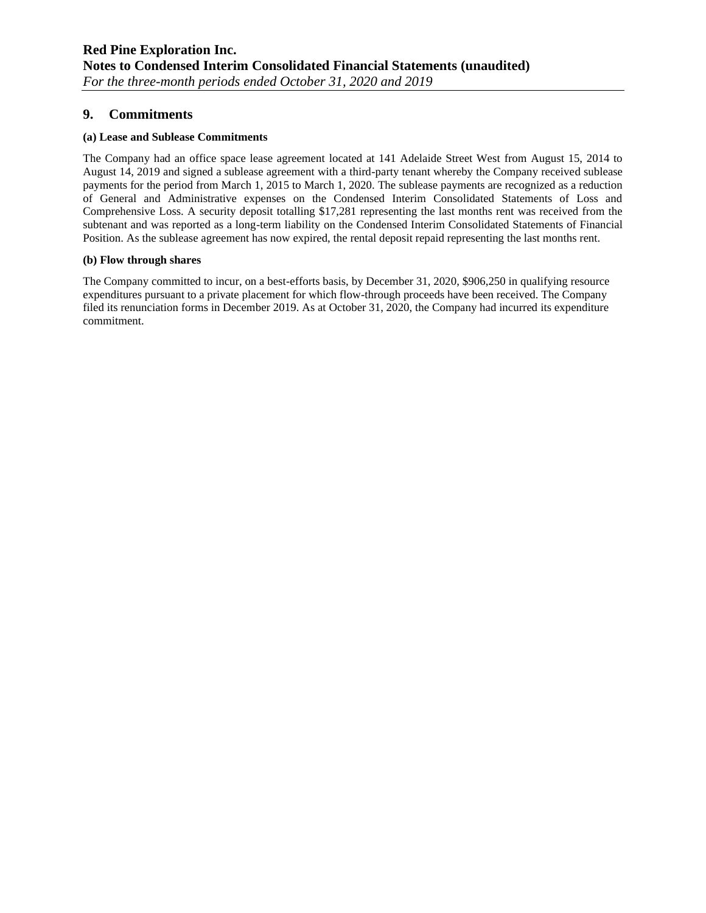## 9. Commitments

**(a) Lease and Sublease Commitments**

The Company had an office space lease agreement located at 141 Adelaide Street West from August 15, 2014 to August 14, 2019 and signed a sublease agreement with a third-party tenant whereby the Company received sublease payments for the period from March 1, 2015 to March 1, 2020. The sublease payments are recognized as a reduction of General and Administrative expenses on the Condensed Interim Consolidated Statements of Loss and Comprehensive Loss. A security deposit totalling $17,281 representing the last months rent was received from the subtenant and was reported as a long-term liability on the Condensed Interim Consolidated Statements of Financial Position. As the sublease agreement has now expired, the rental deposit repaid representing the last months rent.

**(b) Flow through shares**

The Company committed to incur, on a best-efforts basis, by December 31, 2020, $906,250 in qualifying resource expenditures pursuant to a private placement for which flow-through proceeds have been received. The Company filed its renunciation forms in December 2019. As at October 31, 2020, the Company had incurred its expenditure commitment.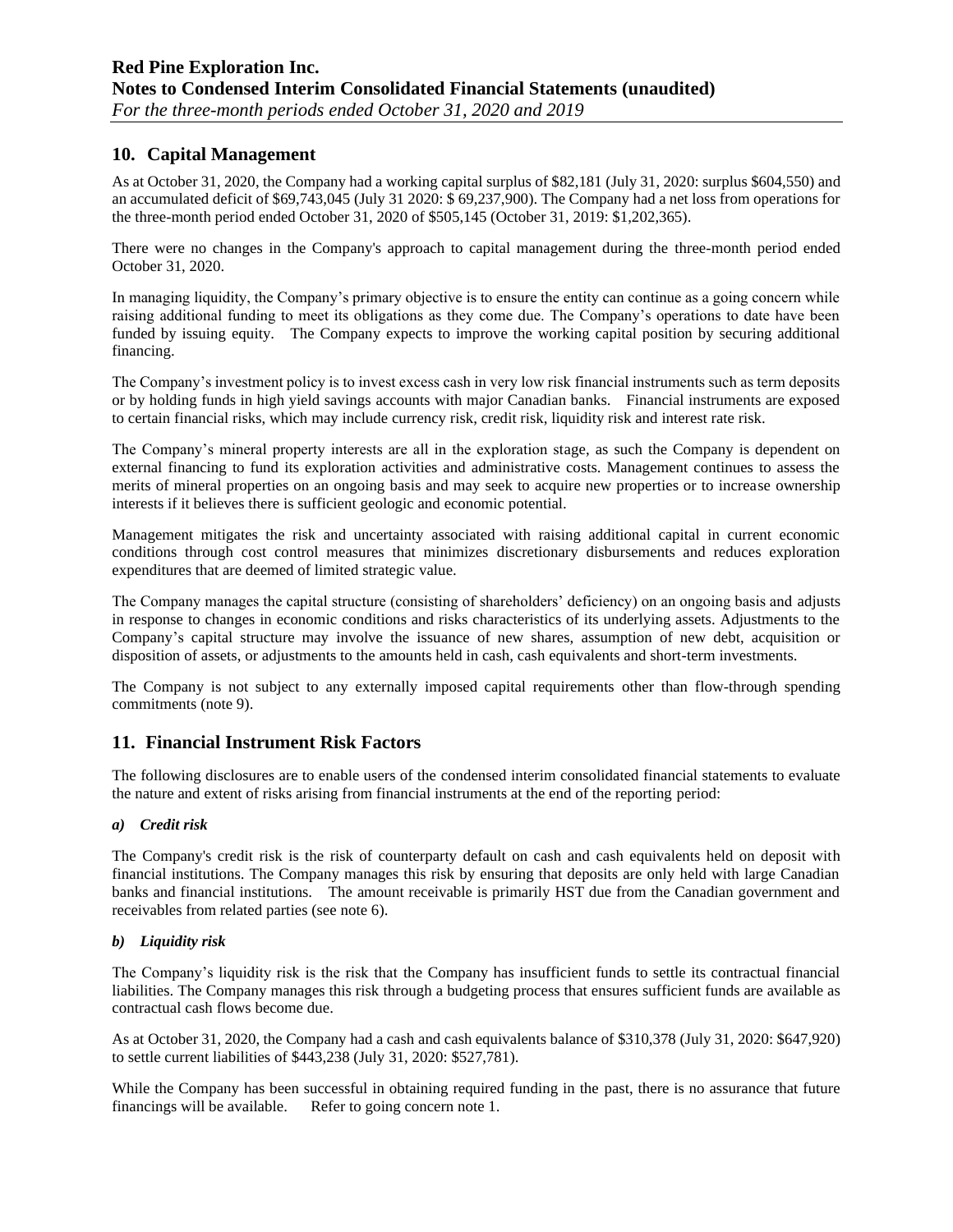## 10. Capital Management

As at October 31, 2020, the Company had a working capital surplus of $82,181 (July 31, 2020: surplus $604,550) and an accumulated deficit of $69,743,045 (July 31 2020: $ 69,237,900). The Company had a net loss from operations for the three-month period ended October 31, 2020 of $505,145 (October 31, 2019: $1,202,365).

There were no changes in the Company's approach to capital management during the three-month period ended October 31, 2020.

In managing liquidity, the Company's primary objective is to ensure the entity can continue as a going concern while raising additional funding to meet its obligations as they come due. The Company's operations to date have been funded by issuing equity. The Company expects to improve the working capital position by securing additional financing.

The Company's investment policy is to invest excess cash in very low risk financial instruments such as term deposits or by holding funds in high yield savings accounts with major Canadian banks. Financial instruments are exposed to certain financial risks, which may include currency risk, credit risk, liquidity risk and interest rate risk.

The Company's mineral property interests are all in the exploration stage, as such the Company is dependent on external financing to fund its exploration activities and administrative costs. Management continues to assess the merits of mineral properties on an ongoing basis and may seek to acquire new properties or to increase ownership interests if it believes there is sufficient geologic and economic potential.

Management mitigates the risk and uncertainty associated with raising additional capital in current economic conditions through cost control measures that minimizes discretionary disbursements and reduces exploration expenditures that are deemed of limited strategic value.

The Company manages the capital structure (consisting of shareholders' deficiency) on an ongoing basis and adjusts in response to changes in economic conditions and risks characteristics of its underlying assets. Adjustments to the Company's capital structure may involve the issuance of new shares, assumption of new debt, acquisition or disposition of assets, or adjustments to the amounts held in cash, cash equivalents and short-term investments.

The Company is not subject to any externally imposed capital requirements other than flow-through spending commitments (note 9).

## 11. Financial Instrument Risk Factors

The following disclosures are to enable users of the condensed interim consolidated financial statements to evaluate the nature and extent of risks arising from financial instruments at the end of the reporting period:

### *a) Credit risk*

The Company's credit risk is the risk of counterparty default on cash and cash equivalents held on deposit with financial institutions. The Company manages this risk by ensuring that deposits are only held with large Canadian banks and financial institutions. The amount receivable is primarily HST due from the Canadian government and receivables from related parties (see note 6).

### *b) Liquidity risk*

The Company's liquidity risk is the risk that the Company has insufficient funds to settle its contractual financial liabilities. The Company manages this risk through a budgeting process that ensures sufficient funds are available as contractual cash flows become due.

As at October 31, 2020, the Company had a cash and cash equivalents balance of $310,378 (July 31, 2020: $647,920) to settle current liabilities of $443,238 (July 31, 2020: $527,781).

While the Company has been successful in obtaining required funding in the past, there is no assurance that future financings will be available. Refer to going concern note 1.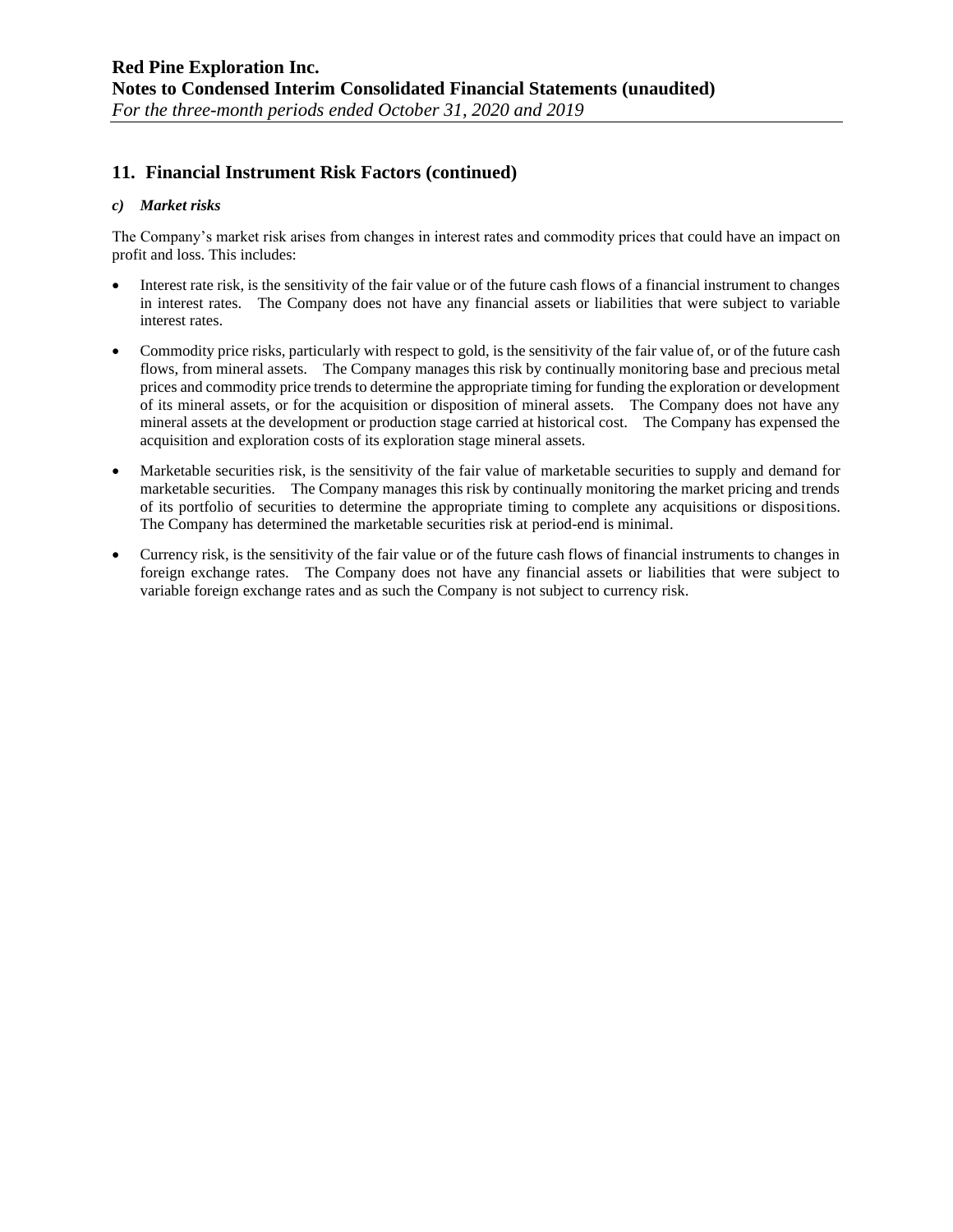## 11. Financial Instrument Risk Factors (continued)

### *c) Market risks*

The Company's market risk arises from changes in interest rates and commodity prices that could have an impact on profit and loss. This includes:

- Interest rate risk, is the sensitivity of the fair value or of the future cash flows of a financial instrument to changes in interest rates. The Company does not have any financial assets or liabilities that were subject to variable interest rates.
- Commodity price risks, particularly with respect to gold, is the sensitivity of the fair value of, or of the future cash flows, from mineral assets. The Company manages this risk by continually monitoring base and precious metal prices and commodity price trends to determine the appropriate timing for funding the exploration or development of its mineral assets, or for the acquisition or disposition of mineral assets. The Company does not have any mineral assets at the development or production stage carried at historical cost. The Company has expensed the acquisition and exploration costs of its exploration stage mineral assets.
- Marketable securities risk, is the sensitivity of the fair value of marketable securities to supply and demand for marketable securities. The Company manages this risk by continually monitoring the market pricing and trends of its portfolio of securities to determine the appropriate timing to complete any acquisitions or dispositions. The Company has determined the marketable securities risk at period-end is minimal.
- Currency risk, is the sensitivity of the fair value or of the future cash flows of financial instruments to changes in foreign exchange rates. The Company does not have any financial assets or liabilities that were subject to variable foreign exchange rates and as such the Company is not subject to currency risk.